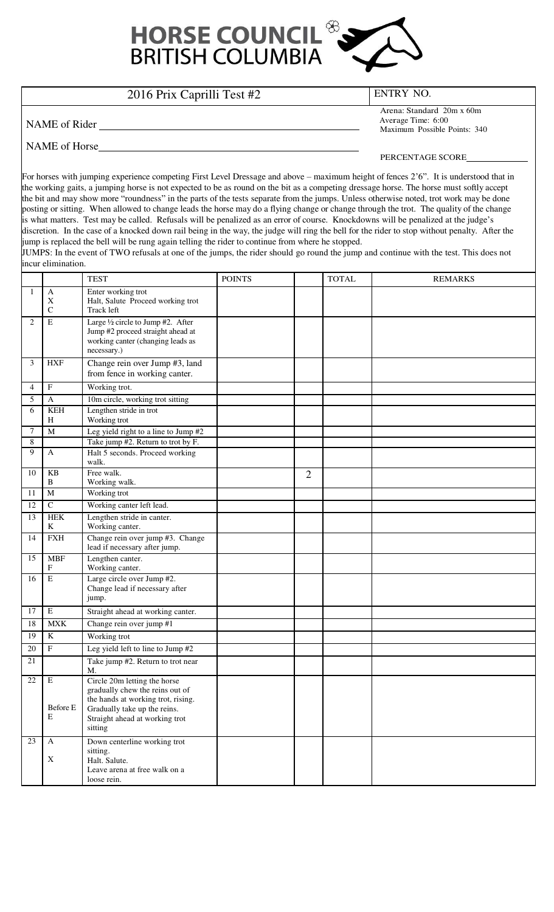# HORSE COUNCIL BRITISH COLUMBIA

## 2016 Prix Caprilli Test #2

ENTRY NO.

NAME of Rider

NAME of Horse

Arena: Standard 20m x 60m
Average Time: 6:00
Maximum Possible Points: 340

PERCENTAGE SCORE

For horses with jumping experience competing First Level Dressage and above – maximum height of fences 2'6". It is understood that in the working gaits, a jumping horse is not expected to be as round on the bit as a competing dressage horse. The horse must softly accept the bit and may show more "roundness" in the parts of the tests separate from the jumps. Unless otherwise noted, trot work may be done posting or sitting. When allowed to change leads the horse may do a flying change or change through the trot. The quality of the change is what matters. Test may be called. Refusals will be penalized as an error of course. Knockdowns will be penalized at the judge's discretion. In the case of a knocked down rail being in the way, the judge will ring the bell for the rider to stop without penalty. After the jump is replaced the bell will be rung again telling the rider to continue from where he stopped.
JUMPS: In the event of TWO refusals at one of the jumps, the rider should go round the jump and continue with the test. This does not incur elimination.

| | | TEST | POINTS | | TOTAL | REMARKS |
|---|---|---|---|---|---|---|
| 1 | A<br>X<br>C | Enter working trot<br>Halt, Salute Proceed working trot<br>Track left | | | | |
| 2 | E | Large ½ circle to Jump #2. After Jump #2 proceed straight ahead at working canter (changing leads as necessary.) | | | | |
| 3 | HXF | Change rein over Jump #3, land from fence in working canter. | | | | |
| 4 | F | Working trot. | | | | |
| 5 | A | 10m circle, working trot sitting | | | | |
| 6 | KEH<br>H | Lengthen stride in trot<br>Working trot | | | | |
| 7 | M | Leg yield right to a line to Jump #2 | | | | |
| 8 | | Take jump #2. Return to trot by F. | | | | |
| 9 | A | Halt 5 seconds. Proceed working walk. | | | | |
| 10 | KB<br>B | Free walk.<br>Working walk. | | 2 | | |
| 11 | M | Working trot | | | | |
| 12 | C | Working canter left lead. | | | | |
| 13 | HEK<br>K | Lengthen stride in canter.<br>Working canter. | | | | |
| 14 | FXH | Change rein over jump #3. Change lead if necessary after jump. | | | | |
| 15 | MBF<br>F | Lengthen canter.<br>Working canter. | | | | |
| 16 | E | Large circle over Jump #2. Change lead if necessary after jump. | | | | |
| 17 | E | Straight ahead at working canter. | | | | |
| 18 | MXK | Change rein over jump #1 | | | | |
| 19 | K | Working trot | | | | |
| 20 | F | Leg yield left to line to Jump #2 | | | | |
| 21 | | Take jump #2. Return to trot near M. | | | | |
| 22 | E<br><br>Before E<br>E | Circle 20m letting the horse gradually chew the reins out of the hands at working trot, rising.<br>Gradually take up the reins.<br>Straight ahead at working trot sitting | | | | |
| 23 | A<br><br>X | Down centerline working trot sitting.<br>Halt. Salute.<br>Leave arena at free walk on a loose rein. | | | | |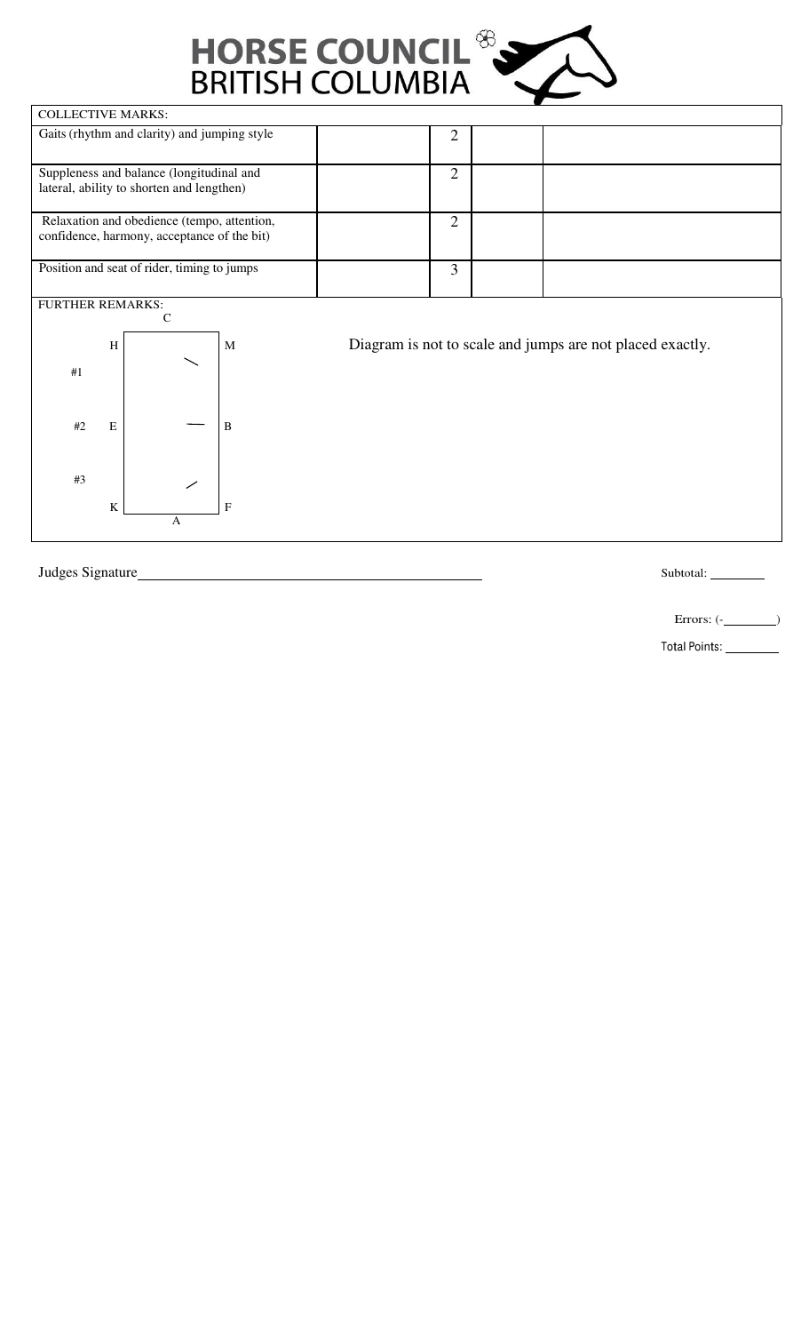# HORSE COUNCIL BRITISH COLUMBIA

| COLLECTIVE MARKS: | | | | |
|---|---|---|---|---|
| Gaits (rhythm and clarity) and jumping style | | 2 | | |
| Suppleness and balance (longitudinal and lateral, ability to shorten and lengthen) | | 2 | | |
| Relaxation and obedience (tempo, attention, confidence, harmony, acceptance of the bit) | | 2 | | |
| Position and seat of rider, timing to jumps | | 3 | | |

FURTHER REMARKS:

C

H M

#1

#2 E B

#3

K F

A

Diagram is not to scale and jumps are not placed exactly.

Judges Signature\_\_\_\_\_\_\_\_\_\_\_\_\_\_\_\_\_\_\_\_\_\_\_\_\_\_\_\_\_\_

Subtotal: \_\_\_\_\_\_\_\_

Errors: (-\_\_\_\_\_\_\_\_)

Total Points: \_\_\_\_\_\_\_\_